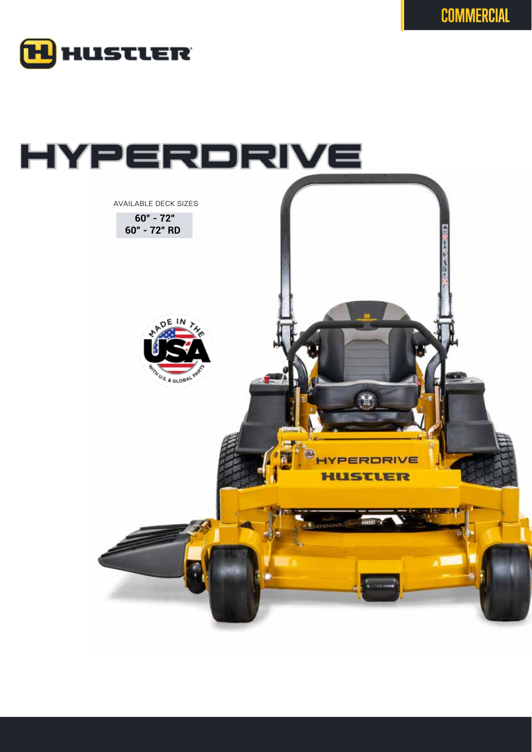COMMERCIAL

HUSTLER

# HYPERDRIVE

AVAILABLE DECK SIZES

**60" - 72"**
**60" - 72" RD**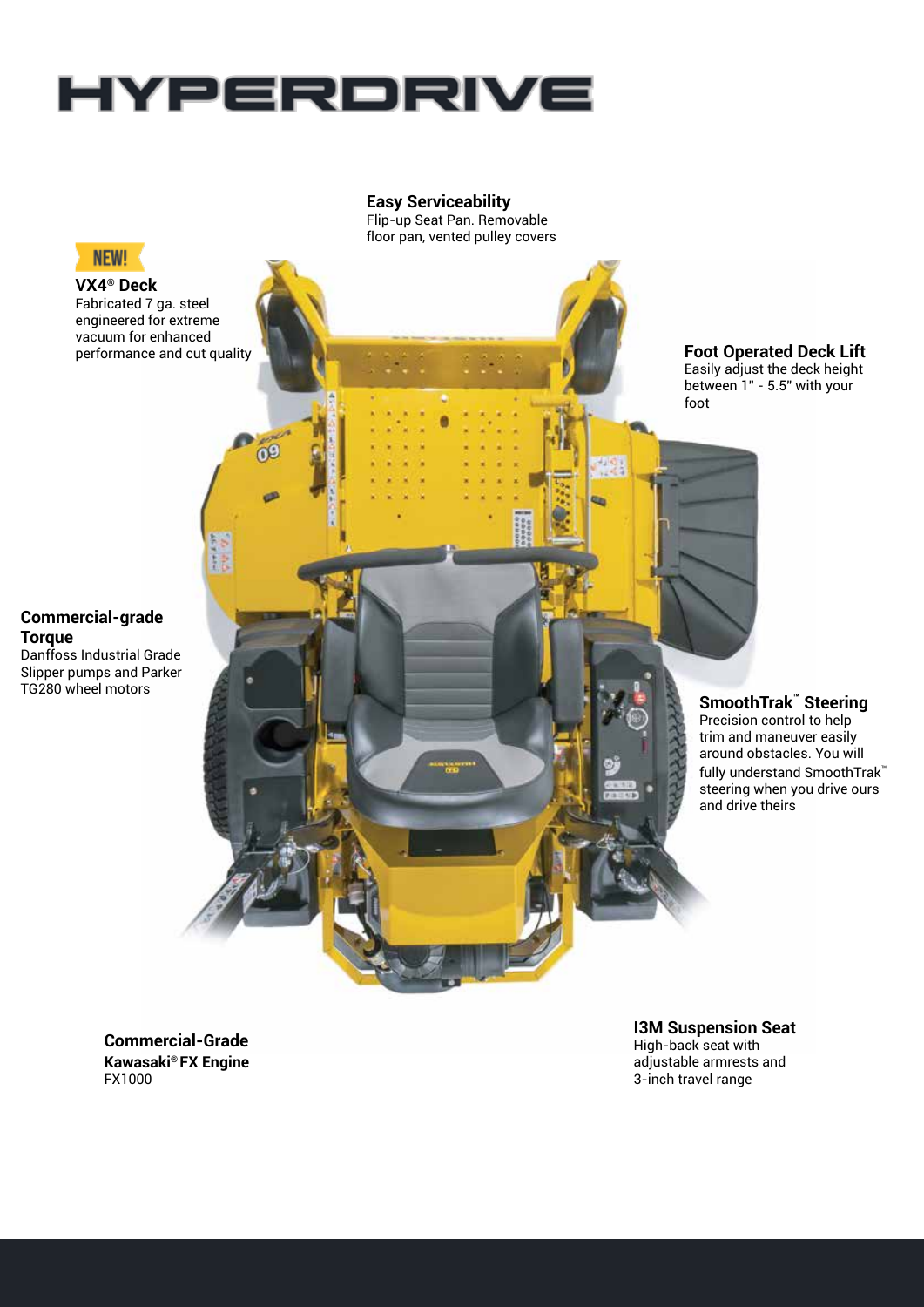# HYPERDRIVE

**Easy Serviceability**
Flip-up Seat Pan. Removable floor pan, vented pulley covers

NEW!

**VX4® Deck**
Fabricated 7 ga. steel engineered for extreme vacuum for enhanced performance and cut quality

**Foot Operated Deck Lift**
Easily adjust the deck height between 1" - 5.5" with your foot

**Commercial-grade Torque**
Danfoss Industrial Grade Slipper pumps and Parker TG280 wheel motors

**SmoothTrak™ Steering**
Precision control to help trim and maneuver easily around obstacles. You will fully understand SmoothTrak™ steering when you drive ours and drive theirs

**Commercial-Grade Kawasaki® FX Engine**
FX1000

**I3M Suspension Seat**
High-back seat with adjustable armrests and 3-inch travel range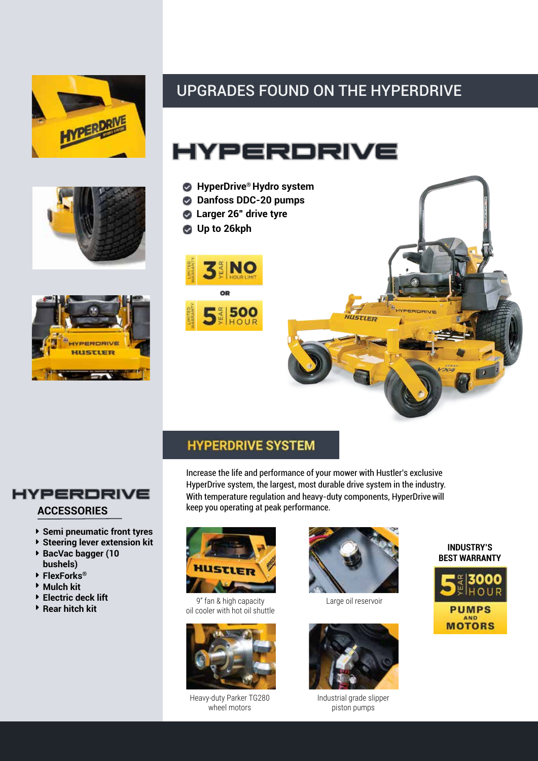## UPGRADES FOUND ON THE HYPERDRIVE

# HYPERDRIVE

- HyperDrive® Hydro system
- Danfoss DDC-20 pumps
- Larger 26" drive tyre
- Up to 26kph

LIMITED WARRANTY 3 YEAR NO HOUR LIMIT

OR

LIMITED WARRANTY 5 YEAR 500 HOUR

## HYPERDRIVE SYSTEM

Increase the life and performance of your mower with Hustler's exclusive HyperDrive system, the largest, most durable drive system in the industry. With temperature regulation and heavy-duty components, HyperDrive will keep you operating at peak performance.

9" fan & high capacity oil cooler with hot oil shuttle

Large oil reservoir

Heavy-duty Parker TG280 wheel motors

Industrial grade slipper piston pumps

**INDUSTRY'S BEST WARRANTY**

5 YEAR 3000 HOUR PUMPS AND MOTORS

## HYPERDRIVE ACCESSORIES

- **Semi pneumatic front tyres**
- **Steering lever extension kit**
- **BacVac bagger (10 bushels)**
- **FlexForks®**
- **Mulch kit**
- **Electric deck lift**
- **Rear hitch kit**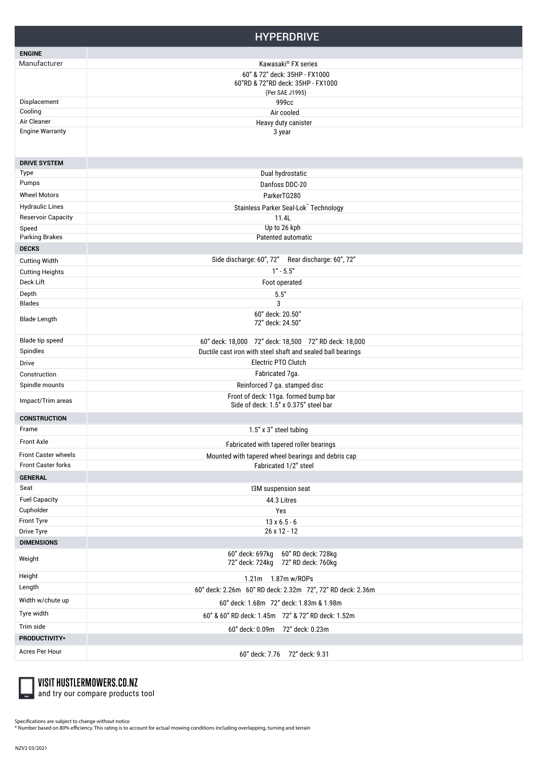# HYPERDRIVE

| | |
|---|---|
| **ENGINE** | |
| Manufacturer | Kawasaki® FX series |
| | 60" & 72" deck: 35HP - FX1000<br>60"RD & 72"RD deck: 35HP - FX1000<br>(Per SAE J1995) |
| Displacement | 999cc |
| Cooling | Air cooled |
| Air Cleaner | Heavy duty canister |
| Engine Warranty | 3 year |
| **DRIVE SYSTEM** | |
| Type | Dual hydrostatic |
| Pumps | Danfoss DDC-20 |
| Wheel Motors | ParkerTG280 |
| Hydraulic Lines | Stainless Parker Seal-Lok™ Technology |
| Reservoir Capacity | 11.4L |
| Speed | Up to 26 kph |
| Parking Brakes | Patented automatic |
| **DECKS** | |
| Cutting Width | Side discharge: 60", 72" Rear discharge: 60", 72" |
| Cutting Heights | 1" - 5.5" |
| Deck Lift | Foot operated |
| Depth | 5.5" |
| Blades | 3 |
| Blade Length | 60" deck: 20.50"<br>72" deck: 24.50" |
| Blade tip speed | 60" deck: 18,000 72" deck: 18,500 72" RD deck: 18,000 |
| Spindles | Ductile cast iron with steel shaft and sealed ball bearings |
| Drive | Electric PTO Clutch |
| Construction | Fabricated 7ga. |
| Spindle mounts | Reinforced 7 ga. stamped disc |
| Impact/Trim areas | Front of deck: 11ga. formed bump bar<br>Side of deck: 1.5" x 0.375" steel bar |
| **CONSTRUCTION** | |
| Frame | 1.5" x 3" steel tubing |
| Front Axle | Fabricated with tapered roller bearings |
| Front Caster wheels | Mounted with tapered wheel bearings and debris cap |
| Front Caster forks | Fabricated 1/2" steel |
| **GENERAL** | |
| Seat | I3M suspension seat |
| Fuel Capacity | 44.3 Litres |
| Cupholder | Yes |
| Front Tyre | 13 x 6.5 - 6 |
| Drive Tyre | 26 x 12 - 12 |
| **DIMENSIONS** | |
| Weight | 60" deck: 697kg 60" RD deck: 728kg<br>72" deck: 724kg 72" RD deck: 760kg |
| Height | 1.21m 1.87m w/ROPs |
| Length | 60" deck: 2.26m 60" RD deck: 2.32m 72", 72" RD deck: 2.36m |
| Width w/chute up | 60" deck: 1.68m 72" deck: 1.83m & 1.98m |
| Tyre width | 60" & 60" RD deck: 1.45m 72" & 72" RD deck: 1.52m |
| Trim side | 60" deck: 0.09m 72" deck: 0.23m |
| **PRODUCTIVITY*** | |
| Acres Per Hour | 60" deck: 7.76 72" deck: 9.31 |

**VISIT HUSTLERMOWERS.CO.NZ**
and try our compare products tool

Specifications are subject to change without notice
* Number based on 80% efficiency. This rating is to account for actual mowing conditions including overlapping, turning and terrain

NZV2 03/2021